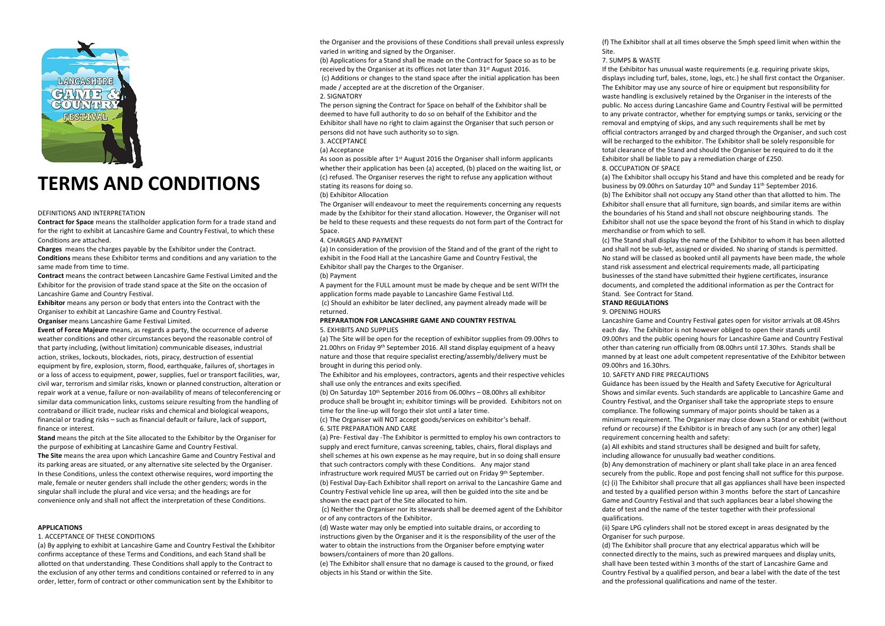# TERMS AND CONDITIONS

DEFINITIONS AND INTERPRETATION

**Contract for Space** means the stallholder application form for a trade stand and for the right to exhibit at Lancashire Game and Country Festival, to which these Conditions are attached.

**Charges** means the charges payable by the Exhibitor under the Contract.

**Conditions** means these Exhibitor terms and conditions and any variation to the same made from time to time.

**Contract** means the contract between Lancashire Game Festival Limited and the Exhibitor for the provision of trade stand space at the Site on the occasion of Lancashire Game and Country Festival.

**Exhibitor** means any person or body that enters into the Contract with the Organiser to exhibit at Lancashire Game and Country Festival.

**Organiser** means Lancashire Game Festival Limited.

**Event of Force Majeure** means, as regards a party, the occurrence of adverse weather conditions and other circumstances beyond the reasonable control of that party including, (without limitation) communicable diseases, industrial action, strikes, lockouts, blockades, riots, piracy, destruction of essential equipment by fire, explosion, storm, flood, earthquake, failures of, shortages in or a loss of access to equipment, power, supplies, fuel or transport facilities, war, civil war, terrorism and similar risks, known or planned construction, alteration or repair work at a venue, failure or non-availability of means of teleconferencing or similar data communication links, customs seizure resulting from the handling of contraband or illicit trade, nuclear risks and chemical and biological weapons, financial or trading risks – such as financial default or failure, lack of support, finance or interest.

**Stand** means the pitch at the Site allocated to the Exhibitor by the Organiser for the purpose of exhibiting at Lancashire Game and Country Festival.

**The Site** means the area upon which Lancashire Game and Country Festival and its parking areas are situated, or any alternative site selected by the Organiser. In these Conditions, unless the context otherwise requires, word importing the male, female or neuter genders shall include the other genders; words in the singular shall include the plural and vice versa; and the headings are for convenience only and shall not affect the interpretation of these Conditions.

**APPLICATIONS**

1. ACCEPTANCE OF THESE CONDITIONS

(a) By applying to exhibit at Lancashire Game and Country Festival the Exhibitor confirms acceptance of these Terms and Conditions, and each Stand shall be allotted on that understanding. These Conditions shall apply to the Contract to the exclusion of any other terms and conditions contained or referred to in any order, letter, form of contract or other communication sent by the Exhibitor to the Organiser and the provisions of these Conditions shall prevail unless expressly varied in writing and signed by the Organiser.

(b) Applications for a Stand shall be made on the Contract for Space so as to be received by the Organiser at its offices not later than 31st August 2016.

(c) Additions or changes to the stand space after the initial application has been made / accepted are at the discretion of the Organiser.

2. SIGNATORY

The person signing the Contract for Space on behalf of the Exhibitor shall be deemed to have full authority to do so on behalf of the Exhibitor and the Exhibitor shall have no right to claim against the Organiser that such person or persons did not have such authority so to sign.

3. ACCEPTANCE

(a) Acceptance

As soon as possible after 1st August 2016 the Organiser shall inform applicants whether their application has been (a) accepted, (b) placed on the waiting list, or (c) refused. The Organiser reserves the right to refuse any application without stating its reasons for doing so.

(b) Exhibitor Allocation

The Organiser will endeavour to meet the requirements concerning any requests made by the Exhibitor for their stand allocation. However, the Organiser will not be held to these requests and these requests do not form part of the Contract for Space.

4. CHARGES AND PAYMENT

(a) In consideration of the provision of the Stand and of the grant of the right to exhibit in the Food Hall at the Lancashire Game and Country Festival, the Exhibitor shall pay the Charges to the Organiser.

(b) Payment

A payment for the FULL amount must be made by cheque and be sent WITH the application forms made payable to Lancashire Game Festival Ltd.

(c) Should an exhibitor be later declined, any payment already made will be returned.

**PREPARATION FOR LANCASHIRE GAME AND COUNTRY FESTIVAL**

5. EXHIBITS AND SUPPLIES

(a) The Site will be open for the reception of exhibitor supplies from 09.00hrs to 21.00hrs on Friday 9th September 2016. All stand display equipment of a heavy nature and those that require specialist erecting/assembly/delivery must be brought in during this period only.

The Exhibitor and his employees, contractors, agents and their respective vehicles shall use only the entrances and exits specified.

(b) On Saturday 10th September 2016 from 06.00hrs – 08.00hrs all exhibitor produce shall be brought in; exhibitor timings will be provided. Exhibitors not on time for the line-up will forgo their slot until a later time.

(c) The Organiser will NOT accept goods/services on exhibitor's behalf.

6. SITE PREPARATION AND CARE

(a) Pre- Festival day -The Exhibitor is permitted to employ his own contractors to supply and erect furniture, canvas screening, tables, chairs, floral displays and shell schemes at his own expense as he may require, but in so doing shall ensure that such contractors comply with these Conditions. Any major stand infrastructure work required MUST be carried out on Friday 9th September.

(b) Festival Day-Each Exhibitor shall report on arrival to the Lancashire Game and Country Festival vehicle line up area, will then be guided into the site and be shown the exact part of the Site allocated to him.

(c) Neither the Organiser nor its stewards shall be deemed agent of the Exhibitor or of any contractors of the Exhibitor.

(d) Waste water may only be emptied into suitable drains, or according to instructions given by the Organiser and it is the responsibility of the user of the water to obtain the instructions from the Organiser before emptying water bowsers/containers of more than 20 gallons.

(e) The Exhibitor shall ensure that no damage is caused to the ground, or fixed objects in his Stand or within the Site.

(f) The Exhibitor shall at all times observe the 5mph speed limit when within the Site.

7. SUMPS & WASTE

If the Exhibitor has unusual waste requirements (e.g. requiring private skips, displays including turf, bales, stone, logs, etc.) he shall first contact the Organiser. The Exhibitor may use any source of hire or equipment but responsibility for waste handling is exclusively retained by the Organiser in the interests of the public. No access during Lancashire Game and Country Festival will be permitted to any private contractor, whether for emptying sumps or tanks, servicing or the removal and emptying of skips, and any such requirements shall be met by official contractors arranged by and charged through the Organiser, and such cost will be recharged to the exhibitor. The Exhibitor shall be solely responsible for total clearance of the Stand and should the Organiser be required to do it the Exhibitor shall be liable to pay a remediation charge of £250.

8. OCCUPATION OF SPACE

(a) The Exhibitor shall occupy his Stand and have this completed and be ready for business by 09.00hrs on Saturday 10th and Sunday 11th September 2016.

(b) The Exhibitor shall not occupy any Stand other than that allotted to him. The Exhibitor shall ensure that all furniture, sign boards, and similar items are within the boundaries of his Stand and shall not obscure neighbouring stands. The Exhibitor shall not use the space beyond the front of his Stand in which to display merchandise or from which to sell.

(c) The Stand shall display the name of the Exhibitor to whom it has been allotted and shall not be sub-let, assigned or divided. No sharing of stands is permitted. No stand will be classed as booked until all payments have been made, the whole stand risk assessment and electrical requirements made, all participating businesses of the stand have submitted their hygiene certificates, insurance documents, and completed the additional information as per the Contract for Stand. See Contract for Stand.

**STAND REGULATIONS**

9. OPENING HOURS

Lancashire Game and Country Festival gates open for visitor arrivals at 08.45hrs each day. The Exhibitor is not however obliged to open their stands until 09.00hrs and the public opening hours for Lancashire Game and Country Festival other than catering run officially from 08.00hrs until 17.30hrs. Stands shall be manned by at least one adult competent representative of the Exhibitor between 09.00hrs and 16.30hrs.

10. SAFETY AND FIRE PRECAUTIONS

Guidance has been issued by the Health and Safety Executive for Agricultural Shows and similar events. Such standards are applicable to Lancashire Game and Country Festival, and the Organiser shall take the appropriate steps to ensure compliance. The following summary of major points should be taken as a minimum requirement. The Organiser may close down a Stand or exhibit (without refund or recourse) if the Exhibitor is in breach of any such (or any other) legal requirement concerning health and safety:

(a) All exhibits and stand structures shall be designed and built for safety, including allowance for unusually bad weather conditions.

(b) Any demonstration of machinery or plant shall take place in an area fenced securely from the public. Rope and post fencing shall not suffice for this purpose.

(c) (i) The Exhibitor shall procure that all gas appliances shall have been inspected and tested by a qualified person within 3 months before the start of Lancashire Game and Country Festival and that such appliances bear a label showing the date of test and the name of the tester together with their professional qualifications.

(ii) Spare LPG cylinders shall not be stored except in areas designated by the Organiser for such purpose.

(d) The Exhibitor shall procure that any electrical apparatus which will be connected directly to the mains, such as prewired marquees and display units, shall have been tested within 3 months of the start of Lancashire Game and Country Festival by a qualified person, and bear a label with the date of the test and the professional qualifications and name of the tester.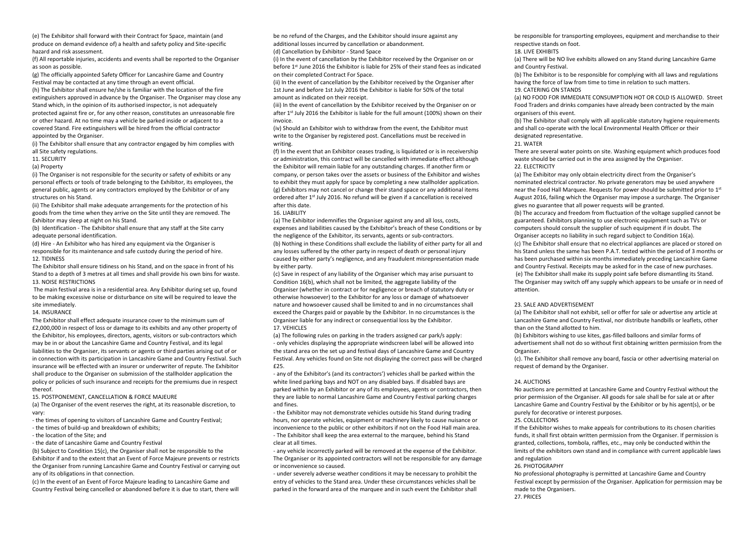(e) The Exhibitor shall forward with their Contract for Space, maintain (and produce on demand evidence of) a health and safety policy and Site-specific hazard and risk assessment.

(f) All reportable injuries, accidents and events shall be reported to the Organiser as soon as possible.

(g) The officially appointed Safety Officer for Lancashire Game and Country Festival may be contacted at any time through an event official.

(h) The Exhibitor shall ensure he/she is familiar with the location of the fire extinguishers approved in advance by the Organiser. The Organiser may close any Stand which, in the opinion of its authorised inspector, is not adequately protected against fire or, for any other reason, constitutes an unreasonable fire or other hazard. At no time may a vehicle be parked inside or adjacent to a covered Stand. Fire extinguishers will be hired from the official contractor appointed by the Organiser.

(i) The Exhibitor shall ensure that any contractor engaged by him complies with all Site safety regulations.

11. SECURITY

(a) Property

(i) The Organiser is not responsible for the security or safety of exhibits or any personal effects or tools of trade belonging to the Exhibitor, its employees, the general public, agents or any contractors employed by the Exhibitor or of any structures on his Stand.

(ii) The Exhibitor shall make adequate arrangements for the protection of his goods from the time when they arrive on the Site until they are removed. The Exhibitor may sleep at night on his Stand.

(b) Identification - The Exhibitor shall ensure that any staff at the Site carry adequate personal identification.

(d) Hire - An Exhibitor who has hired any equipment via the Organiser is responsible for its maintenance and safe custody during the period of hire.

12. TIDINESS

The Exhibitor shall ensure tidiness on his Stand, and on the space in front of his Stand to a depth of 3 metres at all times and shall provide his own bins for waste.

13. NOISE RESTRICTIONS

The main festival area is in a residential area. Any Exhibitor during set up, found to be making excessive noise or disturbance on site will be required to leave the site immediately.

14. INSURANCE

The Exhibitor shall effect adequate insurance cover to the minimum sum of £2,000,000 in respect of loss or damage to its exhibits and any other property of the Exhibitor, his employees, directors, agents, visitors or sub-contractors which may be in or about the Lancashire Game and Country Festival, and its legal liabilities to the Organiser, its servants or agents or third parties arising out of or in connection with its participation in Lancashire Game and Country Festival. Such insurance will be effected with an insurer or underwriter of repute. The Exhibitor shall produce to the Organiser on submission of the stallholder application the policy or policies of such insurance and receipts for the premiums due in respect thereof.

15. POSTPONEMENT, CANCELLATION & FORCE MAJEURE

(a) The Organiser of the event reserves the right, at its reasonable discretion, to vary:

- the times of opening to visitors of Lancashire Game and Country Festival;
- the times of build-up and breakdown of exhibits;
- the location of the Site; and
- the date of Lancashire Game and Country Festival

(b) Subject to Condition 15(c), the Organiser shall not be responsible to the Exhibitor if and to the extent that an Event of Force Majeure prevents or restricts the Organiser from running Lancashire Game and Country Festival or carrying out any of its obligations in that connection.

(c) In the event of an Event of Force Majeure leading to Lancashire Game and Country Festival being cancelled or abandoned before it is due to start, there will be no refund of the Charges, and the Exhibitor should insure against any additional losses incurred by cancellation or abandonment.

(d) Cancellation by Exhibitor - Stand Space

(i) In the event of cancellation by the Exhibitor received by the Organiser on or before 1st June 2016 the Exhibitor is liable for 25% of their stand fees as indicated on their completed Contract For Space.

(ii) In the event of cancellation by the Exhibitor received by the Organiser after 1st June and before 1st July 2016 the Exhibitor is liable for 50% of the total amount as indicated on their receipt.

(iii) In the event of cancellation by the Exhibitor received by the Organiser on or after 1st July 2016 the Exhibitor is liable for the full amount (100%) shown on their invoice.

(iv) Should an Exhibitor wish to withdraw from the event, the Exhibitor must write to the Organiser by registered post. Cancellations must be received in writing.

(f) In the event that an Exhibitor ceases trading, is liquidated or is in receivership or administration, this contract will be cancelled with immediate effect although the Exhibitor will remain liable for any outstanding charges. If another firm or company, or person takes over the assets or business of the Exhibitor and wishes to exhibit they must apply for space by completing a new stallholder application.

(g) Exhibitors may not cancel or change their stand space or any additional items ordered after 1st July 2016. No refund will be given if a cancellation is received after this date.

16. LIABILITY

(a) The Exhibitor indemnifies the Organiser against any and all loss, costs, expenses and liabilities caused by the Exhibitor's breach of these Conditions or by the negligence of the Exhibitor, its servants, agents or sub-contractors.

(b) Nothing in these Conditions shall exclude the liability of either party for all and any losses suffered by the other party in respect of death or personal injury caused by either party's negligence, and any fraudulent misrepresentation made by either party.

(c) Save in respect of any liability of the Organiser which may arise pursuant to Condition 16(b), which shall not be limited, the aggregate liability of the Organiser (whether in contract or for negligence or breach of statutory duty or otherwise howsoever) to the Exhibitor for any loss or damage of whatsoever nature and howsoever caused shall be limited to and in no circumstances shall exceed the Charges paid or payable by the Exhibitor. In no circumstances is the Organiser liable for any indirect or consequential loss by the Exhibitor.

17. VEHICLES

(a) The following rules on parking in the traders assigned car park/s apply:

- only vehicles displaying the appropriate windscreen label will be allowed into the stand area on the set up and festival days of Lancashire Game and Country Festival. Any vehicles found on Site not displaying the correct pass will be charged £25.
- any of the Exhibitor's (and its contractors') vehicles shall be parked within the white lined parking bays and NOT on any disabled bays. If disabled bays are parked within by an Exhibitor or any of its employees, agents or contractors, then they are liable to normal Lancashire Game and Country Festival parking charges and fines.
- the Exhibitor may not demonstrate vehicles outside his Stand during trading hours, nor operate vehicles, equipment or machinery likely to cause nuisance or inconvenience to the public or other exhibitors if not on the Food Hall main area.
- The Exhibitor shall keep the area external to the marquee, behind his Stand clear at all times.
- any vehicle incorrectly parked will be removed at the expense of the Exhibitor. The Organiser or its appointed contractors will not be responsible for any damage or inconvenience so caused.
- under severely adverse weather conditions it may be necessary to prohibit the entry of vehicles to the Stand area. Under these circumstances vehicles shall be parked in the forward area of the marquee and in such event the Exhibitor shall be responsible for transporting employees, equipment and merchandise to their respective stands on foot.

18. LIVE EXHIBITS

(a) There will be NO live exhibits allowed on any Stand during Lancashire Game and Country Festival.

(b) The Exhibitor is to be responsible for complying with all laws and regulations having the force of law from time to time in relation to such matters.

19. CATERING ON STANDS

(a) NO FOOD FOR IMMEDIATE CONSUMPTION HOT OR COLD IS ALLOWED. Street Food Traders and drinks companies have already been contracted by the main organisers of this event.

(b) The Exhibitor shall comply with all applicable statutory hygiene requirements and shall co-operate with the local Environmental Health Officer or their designated representative.

21. WATER

There are several water points on site. Washing equipment which produces food waste should be carried out in the area assigned by the Organiser.

22. ELECTRICITY

(a) The Exhibitor may only obtain electricity direct from the Organiser's nominated electrical contractor. No private generators may be used anywhere near the Food Hall Marquee. Requests for power should be submitted prior to 1st August 2016, failing which the Organiser may impose a surcharge. The Organiser gives no guarantee that all power requests will be granted.

(b) The accuracy and freedom from fluctuation of the voltage supplied cannot be guaranteed. Exhibitors planning to use electronic equipment such as TVs or computers should consult the supplier of such equipment if in doubt. The Organiser accepts no liability in such regard subject to Condition 16(a).

(c) The Exhibitor shall ensure that no electrical appliances are placed or stored on his Stand unless the same has been P.A.T. tested within the period of 3 months or has been purchased within six months immediately preceding Lancashire Game and Country Festival. Receipts may be asked for in the case of new purchases.

(e) The Exhibitor shall make its supply point safe before dismantling its Stand. The Organiser may switch off any supply which appears to be unsafe or in need of attention.

23. SALE AND ADVERTISEMENT

(a) The Exhibitor shall not exhibit, sell or offer for sale or advertise any article at Lancashire Game and Country Festival, nor distribute handbills or leaflets, other than on the Stand allotted to him.

(b) Exhibitors wishing to use kites, gas-filled balloons and similar forms of advertisement shall not do so without first obtaining written permission from the Organiser.

(c). The Exhibitor shall remove any board, fascia or other advertising material on request of demand by the Organiser.

24. AUCTIONS

No auctions are permitted at Lancashire Game and Country Festival without the prior permission of the Organiser. All goods for sale shall be for sale at or after Lancashire Game and Country Festival by the Exhibitor or by his agent(s), or be purely for decorative or interest purposes.

25. COLLECTIONS

If the Exhibitor wishes to make appeals for contributions to its chosen charities funds, it shall first obtain written permission from the Organiser. If permission is granted, collections, tombola, raffles, etc., may only be conducted within the limits of the exhibitors own stand and in compliance with current applicable laws and regulation

26. PHOTOGRAPHY

No professional photography is permitted at Lancashire Game and Country Festival except by permission of the Organiser. Application for permission may be made to the Organisers.

27. PRICES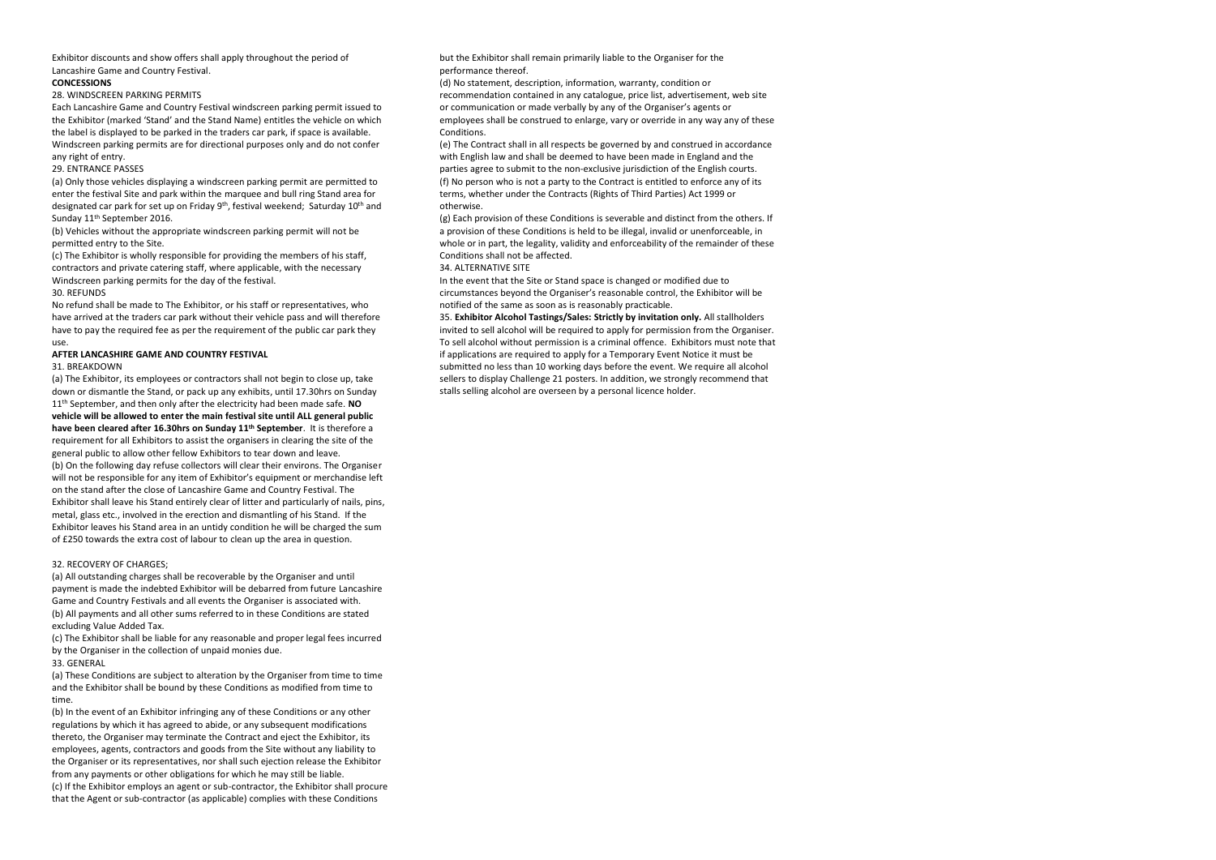Exhibitor discounts and show offers shall apply throughout the period of Lancashire Game and Country Festival.

**CONCESSIONS**

28. WINDSCREEN PARKING PERMITS

Each Lancashire Game and Country Festival windscreen parking permit issued to the Exhibitor (marked 'Stand' and the Stand Name) entitles the vehicle on which the label is displayed to be parked in the traders car park, if space is available. Windscreen parking permits are for directional purposes only and do not confer any right of entry.

29. ENTRANCE PASSES

(a) Only those vehicles displaying a windscreen parking permit are permitted to enter the festival Site and park within the marquee and bull ring Stand area for designated car park for set up on Friday 9th, festival weekend; Saturday 10th and Sunday 11th September 2016.

(b) Vehicles without the appropriate windscreen parking permit will not be permitted entry to the Site.

(c) The Exhibitor is wholly responsible for providing the members of his staff, contractors and private catering staff, where applicable, with the necessary Windscreen parking permits for the day of the festival.

30. REFUNDS

No refund shall be made to The Exhibitor, or his staff or representatives, who have arrived at the traders car park without their vehicle pass and will therefore have to pay the required fee as per the requirement of the public car park they use.

**AFTER LANCASHIRE GAME AND COUNTRY FESTIVAL**

31. BREAKDOWN

(a) The Exhibitor, its employees or contractors shall not begin to close up, take down or dismantle the Stand, or pack up any exhibits, until 17.30hrs on Sunday 11th September, and then only after the electricity had been made safe. **NO vehicle will be allowed to enter the main festival site until ALL general public have been cleared after 16.30hrs on Sunday 11th September**. It is therefore a requirement for all Exhibitors to assist the organisers in clearing the site of the general public to allow other fellow Exhibitors to tear down and leave.

(b) On the following day refuse collectors will clear their environs. The Organiser will not be responsible for any item of Exhibitor's equipment or merchandise left on the stand after the close of Lancashire Game and Country Festival. The Exhibitor shall leave his Stand entirely clear of litter and particularly of nails, pins, metal, glass etc., involved in the erection and dismantling of his Stand. If the Exhibitor leaves his Stand area in an untidy condition he will be charged the sum of £250 towards the extra cost of labour to clean up the area in question.

32. RECOVERY OF CHARGES;

(a) All outstanding charges shall be recoverable by the Organiser and until payment is made the indebted Exhibitor will be debarred from future Lancashire Game and Country Festivals and all events the Organiser is associated with.

(b) All payments and all other sums referred to in these Conditions are stated excluding Value Added Tax.

(c) The Exhibitor shall be liable for any reasonable and proper legal fees incurred by the Organiser in the collection of unpaid monies due.

33. GENERAL

(a) These Conditions are subject to alteration by the Organiser from time to time and the Exhibitor shall be bound by these Conditions as modified from time to time.

(b) In the event of an Exhibitor infringing any of these Conditions or any other regulations by which it has agreed to abide, or any subsequent modifications thereto, the Organiser may terminate the Contract and eject the Exhibitor, its employees, agents, contractors and goods from the Site without any liability to the Organiser or its representatives, nor shall such ejection release the Exhibitor from any payments or other obligations for which he may still be liable.

(c) If the Exhibitor employs an agent or sub-contractor, the Exhibitor shall procure that the Agent or sub-contractor (as applicable) complies with these Conditions but the Exhibitor shall remain primarily liable to the Organiser for the performance thereof.

(d) No statement, description, information, warranty, condition or recommendation contained in any catalogue, price list, advertisement, web site or communication or made verbally by any of the Organiser's agents or employees shall be construed to enlarge, vary or override in any way any of these Conditions.

(e) The Contract shall in all respects be governed by and construed in accordance with English law and shall be deemed to have been made in England and the parties agree to submit to the non-exclusive jurisdiction of the English courts.

(f) No person who is not a party to the Contract is entitled to enforce any of its terms, whether under the Contracts (Rights of Third Parties) Act 1999 or otherwise.

(g) Each provision of these Conditions is severable and distinct from the others. If a provision of these Conditions is held to be illegal, invalid or unenforceable, in whole or in part, the legality, validity and enforceability of the remainder of these Conditions shall not be affected.

34. ALTERNATIVE SITE

In the event that the Site or Stand space is changed or modified due to circumstances beyond the Organiser's reasonable control, the Exhibitor will be notified of the same as soon as is reasonably practicable.

35. **Exhibitor Alcohol Tastings/Sales: Strictly by invitation only.** All stallholders invited to sell alcohol will be required to apply for permission from the Organiser. To sell alcohol without permission is a criminal offence. Exhibitors must note that if applications are required to apply for a Temporary Event Notice it must be submitted no less than 10 working days before the event. We require all alcohol sellers to display Challenge 21 posters. In addition, we strongly recommend that stalls selling alcohol are overseen by a personal licence holder.